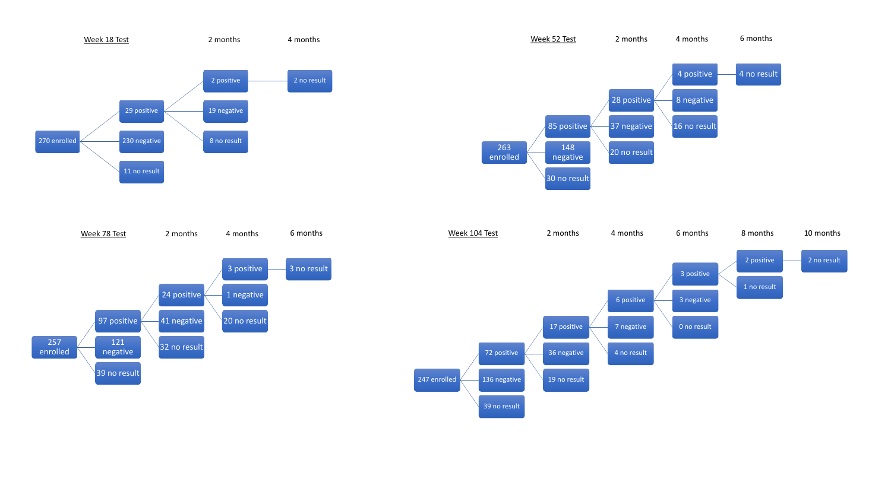## Week 18 Test

| Week 18 Test | | 2 months | 4 months |
|---|---|---|---|
| 270 enrolled | 29 positive | 2 positive | 2 no result |
| | | 19 negative | |
| | | 8 no result | |
| | 230 negative | | |
| | 11 no result | | |

## Week 52 Test

| Week 52 Test | | 2 months | 4 months | 6 months |
|---|---|---|---|---|
| 263 enrolled | 85 positive | 28 positive | 4 positive | 4 no result |
| | | | 8 negative | |
| | | | 16 no result | |
| | | 37 negative | | |
| | | 20 no result | | |
| | 148 negative | | | |
| | 30 no result | | | |

## Week 78 Test

| Week 78 Test | | 2 months | 4 months | 6 months |
|---|---|---|---|---|
| 257 enrolled | 97 positive | 24 positive | 3 positive | 3 no result |
| | | | 1 negative | |
| | | | 20 no result | |
| | | 41 negative | | |
| | | 32 no result | | |
| | 121 negative | | | |
| | 39 no result | | | |

## Week 104 Test

| Week 104 Test | | 2 months | 4 months | 6 months | 8 months | 10 months |
|---|---|---|---|---|---|---|
| 247 enrolled | 72 positive | 17 positive | 6 positive | 3 positive | 2 positive | 2 no result |
| | | | | | 1 no result | |
| | | | | 3 negative | | |
| | | | | 0 no result | | |
| | | | 7 negative | | | |
| | | | 4 no result | | | |
| | | 36 negative | | | | |
| | | 19 no result | | | | |
| | 136 negative | | | | | |
| | 39 no result | | | | | |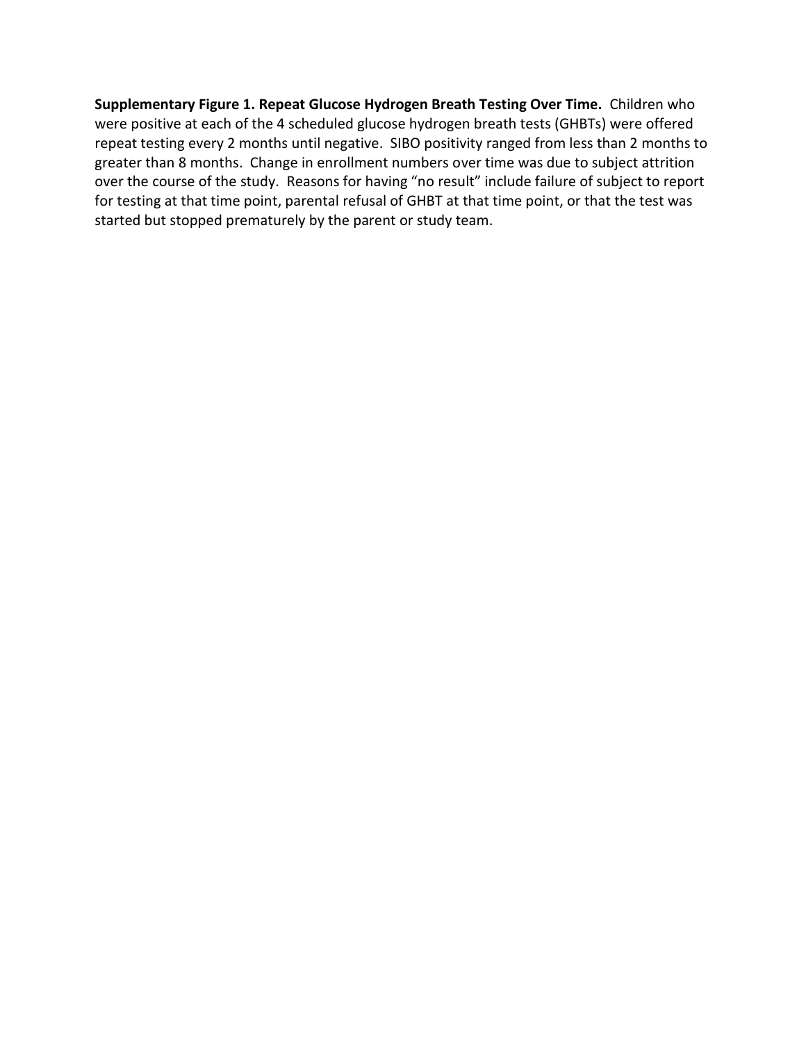**Supplementary Figure 1. Repeat Glucose Hydrogen Breath Testing Over Time.** Children who were positive at each of the 4 scheduled glucose hydrogen breath tests (GHBTs) were offered repeat testing every 2 months until negative. SIBO positivity ranged from less than 2 months to greater than 8 months. Change in enrollment numbers over time was due to subject attrition over the course of the study. Reasons for having "no result" include failure of subject to report for testing at that time point, parental refusal of GHBT at that time point, or that the test was started but stopped prematurely by the parent or study team.